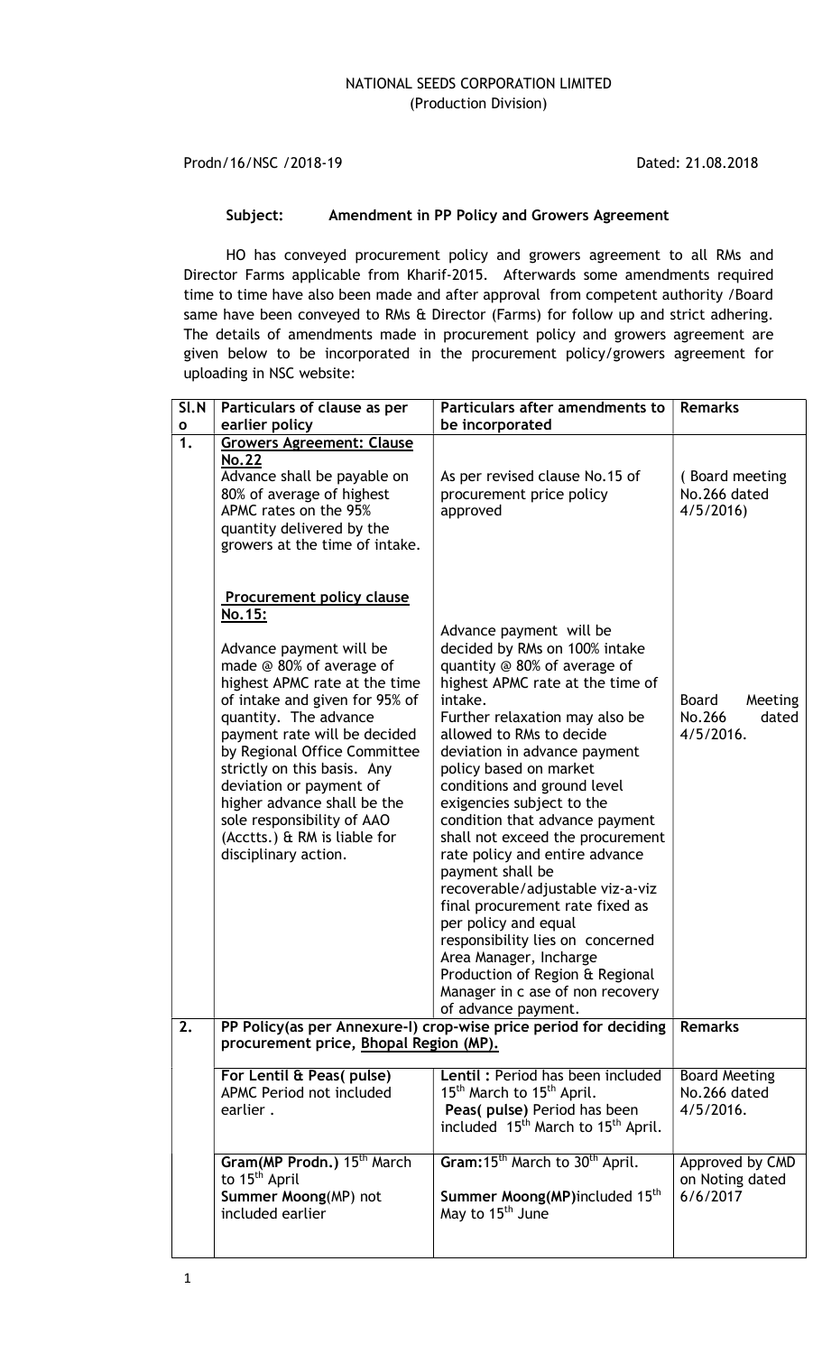NATIONAL SEEDS CORPORATION LIMITED
(Production Division)

Prodn/16/NSC /2018-19 Dated: 21.08.2018

**Subject: Amendment in PP Policy and Growers Agreement**

HO has conveyed procurement policy and growers agreement to all RMs and Director Farms applicable from Kharif-2015. Afterwards some amendments required time to time have also been made and after approval from competent authority /Board same have been conveyed to RMs & Director (Farms) for follow up and strict adhering. The details of amendments made in procurement policy and growers agreement are given below to be incorporated in the procurement policy/growers agreement for uploading in NSC website:

| Sl.No | Particulars of clause as per earlier policy | Particulars after amendments to be incorporated | Remarks |
|---|---|---|---|
| 1. | **Growers Agreement: Clause No.22**<br>Advance shall be payable on 80% of average of highest APMC rates on the 95% quantity delivered by the growers at the time of intake. | As per revised clause No.15 of procurement price policy approved | ( Board meeting No.266 dated 4/5/2016) |
| | **Procurement policy clause No.15:**<br>Advance payment will be made @ 80% of average of highest APMC rate at the time of intake and given for 95% of quantity. The advance payment rate will be decided by Regional Office Committee strictly on this basis. Any deviation or payment of higher advance shall be the sole responsibility of AAO (Acctts.) & RM is liable for disciplinary action. | Advance payment will be decided by RMs on 100% intake quantity @ 80% of average of highest APMC rate at the time of intake.<br>Further relaxation may also be allowed to RMs to decide deviation in advance payment policy based on market conditions and ground level exigencies subject to the condition that advance payment shall not exceed the procurement rate policy and entire advance payment shall be recoverable/adjustable viz-a-viz final procurement rate fixed as per policy and equal responsibility lies on concerned Area Manager, Incharge Production of Region & Regional Manager in c ase of non recovery of advance payment. | Board Meeting No.266 dated 4/5/2016. |
| 2. | **PP Policy(as per Annexure-I) crop-wise price period for deciding procurement price, Bhopal Region (MP).** | | **Remarks** |
| | **For Lentil & Peas( pulse)** APMC Period not included earlier . | **Lentil :** Period has been included 15th March to 15th April.<br>**Peas( pulse)** Period has been included 15th March to 15th April. | Board Meeting No.266 dated 4/5/2016. |
| | **Gram(MP Prodn.)** 15th March to 15th April<br>**Summer Moong**(MP) not included earlier | **Gram:**15th March to 30th April.<br>**Summer Moong(MP)**included 15th May to 15th June | Approved by CMD on Noting dated 6/6/2017 |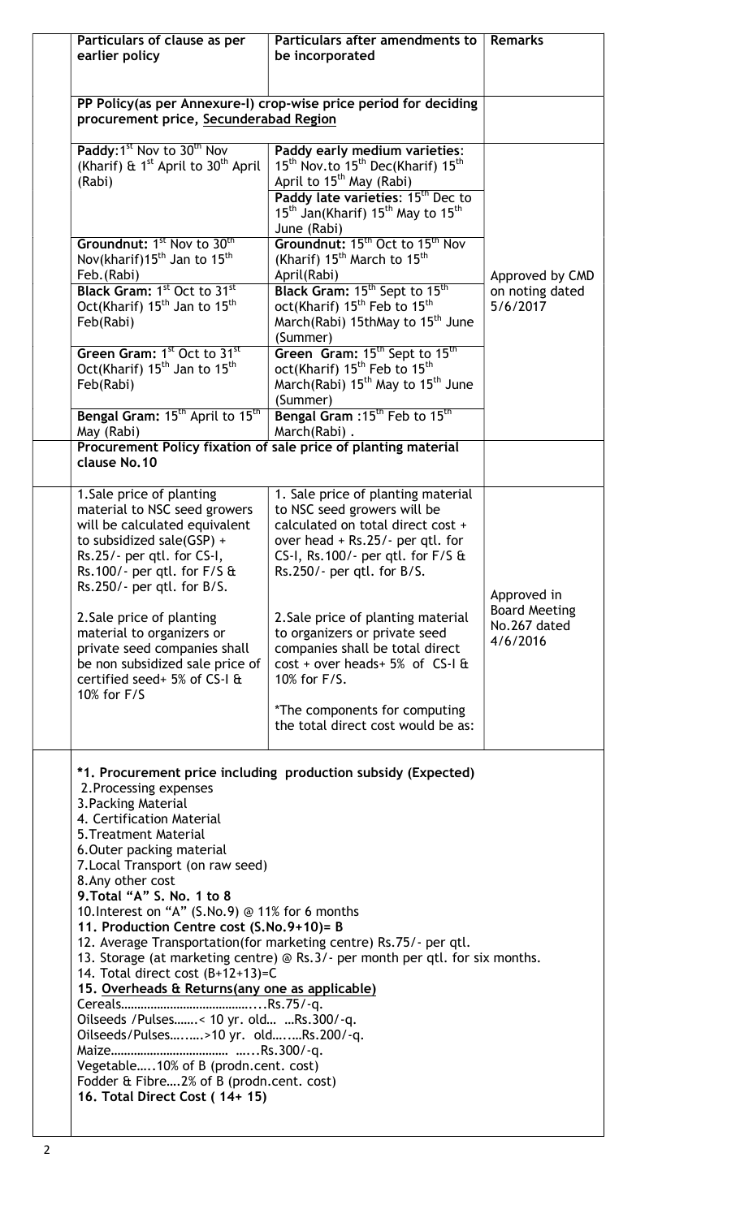| Particulars of clause as per earlier policy | Particulars after amendments to be incorporated | Remarks |
|---|---|---|
| **PP Policy(as per Annexure-I) crop-wise price period for deciding procurement price, Secunderabad Region** | | |
| **Paddy**:1st Nov to 30th Nov (Kharif) & 1st April to 30th April (Rabi) | **Paddy early medium varieties**: 15th Nov.to 15th Dec(Kharif) 15th April to 15th May (Rabi)<br>**Paddy late varieties**: 15th Dec to 15th Jan(Kharif) 15th May to 15th June (Rabi) | Approved by CMD on noting dated 5/6/2017 |
| **Groundnut:** 1st Nov to 30th Nov(kharif)15th Jan to 15th Feb.(Rabi) | **Groundnut:** 15th Oct to 15th Nov (Kharif) 15th March to 15th April(Rabi) | |
| **Black Gram:** 1st Oct to 31st Oct(Kharif) 15th Jan to 15th Feb(Rabi) | **Black Gram:** 15th Sept to 15th oct(Kharif) 15th Feb to 15th March(Rabi) 15thMay to 15th June (Summer) | |
| **Green Gram:** 1st Oct to 31st Oct(Kharif) 15th Jan to 15th Feb(Rabi) | **Green Gram:** 15th Sept to 15th oct(Kharif) 15th Feb to 15th March(Rabi) 15th May to 15th June (Summer) | |
| **Bengal Gram:** 15th April to 15th May (Rabi) | **Bengal Gram** :15th Feb to 15th March(Rabi) . | |
| **Procurement Policy fixation of sale price of planting material clause No.10** | | |
| 1.Sale price of planting material to NSC seed growers will be calculated equivalent to subsidized sale(GSP) + Rs.25/- per qtl. for CS-I, Rs.100/- per qtl. for F/S & Rs.250/- per qtl. for B/S.<br><br>2.Sale price of planting material to organizers or private seed companies shall be non subsidized sale price of certified seed+ 5% of CS-I & 10% for F/S | 1. Sale price of planting material to NSC seed growers will be calculated on total direct cost + over head + Rs.25/- per qtl. for CS-I, Rs.100/- per qtl. for F/S & Rs.250/- per qtl. for B/S.<br><br>2.Sale price of planting material to organizers or private seed companies shall be total direct cost + over heads+ 5% of CS-I & 10% for F/S.<br><br>*The components for computing the total direct cost would be as: | Approved in Board Meeting No.267 dated 4/6/2016 |

**\*1. Procurement price including production subsidy (Expected)**
2.Processing expenses
3.Packing Material
4. Certification Material
5.Treatment Material
6.Outer packing material
7.Local Transport (on raw seed)
8.Any other cost
**9.Total "A" S. No. 1 to 8**
10.Interest on "A" (S.No.9) @ 11% for 6 months
**11. Production Centre cost (S.No.9+10)= B**
12. Average Transportation(for marketing centre) Rs.75/- per qtl.
13. Storage (at marketing centre) @ Rs.3/- per month per qtl. for six months.
14. Total direct cost (B+12+13)=C
**15. Overheads & Returns(any one as applicable)**
Cereals…………………………………....Rs.75/-q.
Oilseeds /Pulses…….< 10 yr. old… …Rs.300/-q.
Oilseeds/Pulses…..…..>10 yr. old…..…Rs.200/-q.
Maize……………………………… …...Rs.300/-q.
Vegetable…..10% of B (prodn.cent. cost)
Fodder & Fibre….2% of B (prodn.cent. cost)
**16. Total Direct Cost ( 14+ 15)**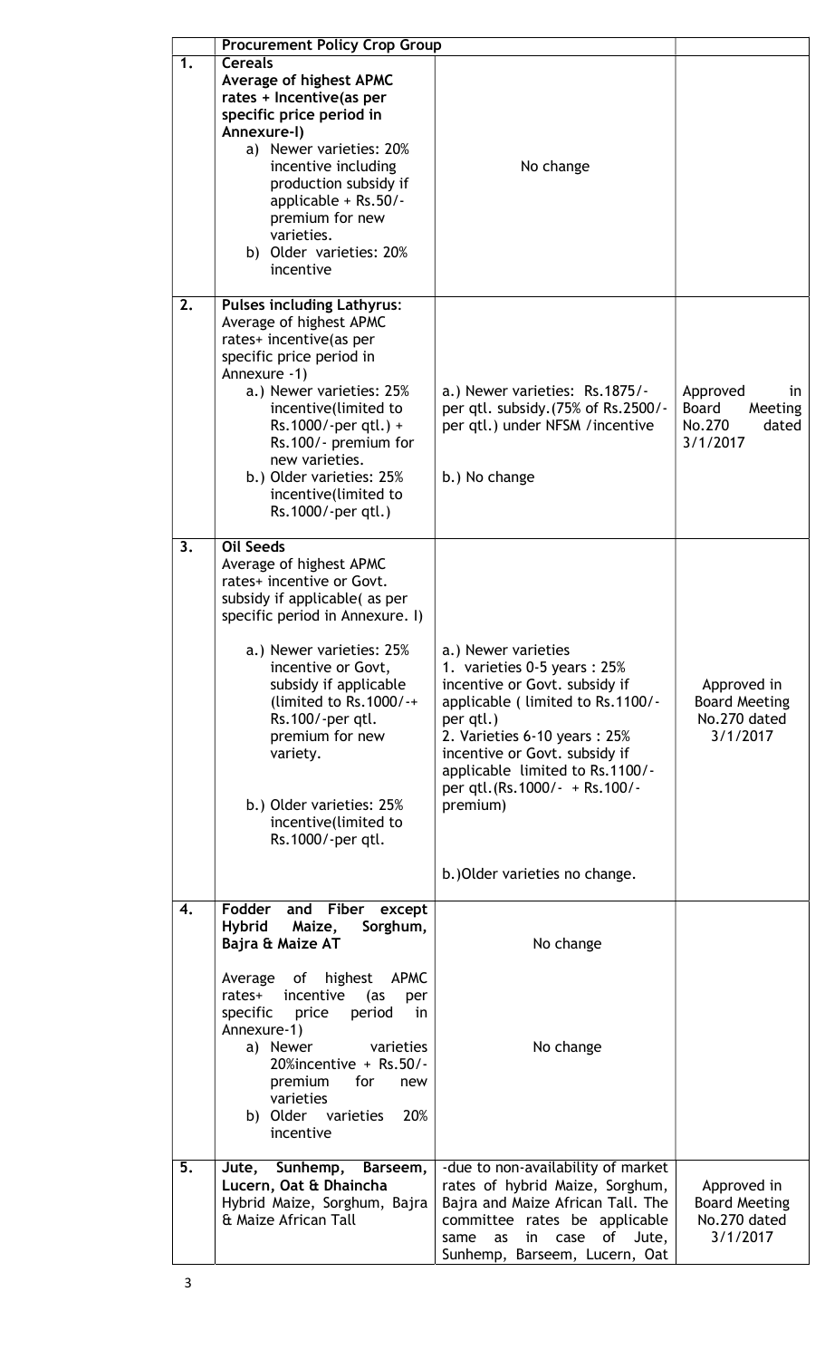| | Procurement Policy Crop Group | | |
|---|---|---|---|
| 1. | **Cereals**<br>**Average of highest APMC rates + Incentive(as per specific price period in Annexure-I)**<br>a) Newer varieties: 20% incentive including production subsidy if applicable + Rs.50/- premium for new varieties.<br>b) Older varieties: 20% incentive | No change | |
| 2. | **Pulses including Lathyrus:**<br>Average of highest APMC rates+ incentive(as per specific price period in Annexure -1)<br>a.) Newer varieties: 25% incentive(limited to Rs.1000/-per qtl.) + Rs.100/- premium for new varieties.<br>b.) Older varieties: 25% incentive(limited to Rs.1000/-per qtl.) | a.) Newer varieties: Rs.1875/- per qtl. subsidy.(75% of Rs.2500/- per qtl.) under NFSM /incentive<br><br>b.) No change | Approved in Board Meeting No.270 dated 3/1/2017 |
| 3. | **Oil Seeds**<br>Average of highest APMC rates+ incentive or Govt. subsidy if applicable( as per specific period in Annexure. I)<br>a.) Newer varieties: 25% incentive or Govt, subsidy if applicable (limited to Rs.1000/-+ Rs.100/-per qtl. premium for new variety.<br>b.) Older varieties: 25% incentive(limited to Rs.1000/-per qtl. | a.) Newer varieties<br>1. varieties 0-5 years : 25% incentive or Govt. subsidy if applicable ( limited to Rs.1100/- per qtl.)<br>2. Varieties 6-10 years : 25% incentive or Govt. subsidy if applicable limited to Rs.1100/- per qtl.(Rs.1000/- + Rs.100/- premium)<br><br>b.)Older varieties no change. | Approved in Board Meeting No.270 dated 3/1/2017 |
| 4. | **Fodder and Fiber except Hybrid Maize, Sorghum, Bajra & Maize AT**<br>Average of highest APMC rates+ incentive (as per specific price period in Annexure-1)<br>a) Newer varieties 20%incentive + Rs.50/- premium for new varieties<br>b) Older varieties 20% incentive | No change<br><br>No change | |
| 5. | **Jute, Sunhemp, Barseem, Lucern, Oat & Dhaincha**<br>Hybrid Maize, Sorghum, Bajra & Maize African Tall | -due to non-availability of market rates of hybrid Maize, Sorghum, Bajra and Maize African Tall. The committee rates be applicable same as in case of Jute, Sunhemp, Barseem, Lucern, Oat | Approved in Board Meeting No.270 dated 3/1/2017 |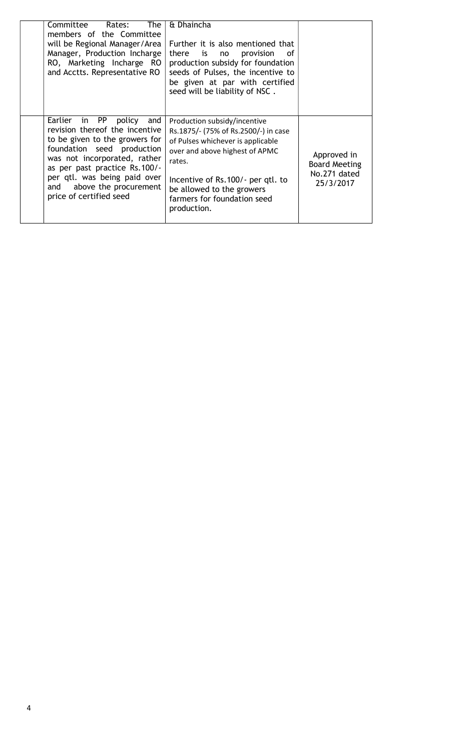| | | | |
|---|---|---|---|
| | Committee Rates: The members of the Committee will be Regional Manager/Area Manager, Production Incharge RO, Marketing Incharge RO and Accts. Representative RO | & Dhaincha<br><br>Further it is also mentioned that there is no provision of production subsidy for foundation seeds of Pulses, the incentive to be given at par with certified seed will be liability of NSC . | |
| | Earlier in PP policy and revision thereof the incentive to be given to the growers for foundation seed production was not incorporated, rather as per past practice Rs.100/- per qtl. was being paid over and above the procurement price of certified seed | Production subsidy/incentive Rs.1875/- (75% of Rs.2500/-) in case of Pulses whichever is applicable over and above highest of APMC rates.<br><br>Incentive of Rs.100/- per qtl. to be allowed to the growers farmers for foundation seed production. | Approved in Board Meeting No.271 dated 25/3/2017 |